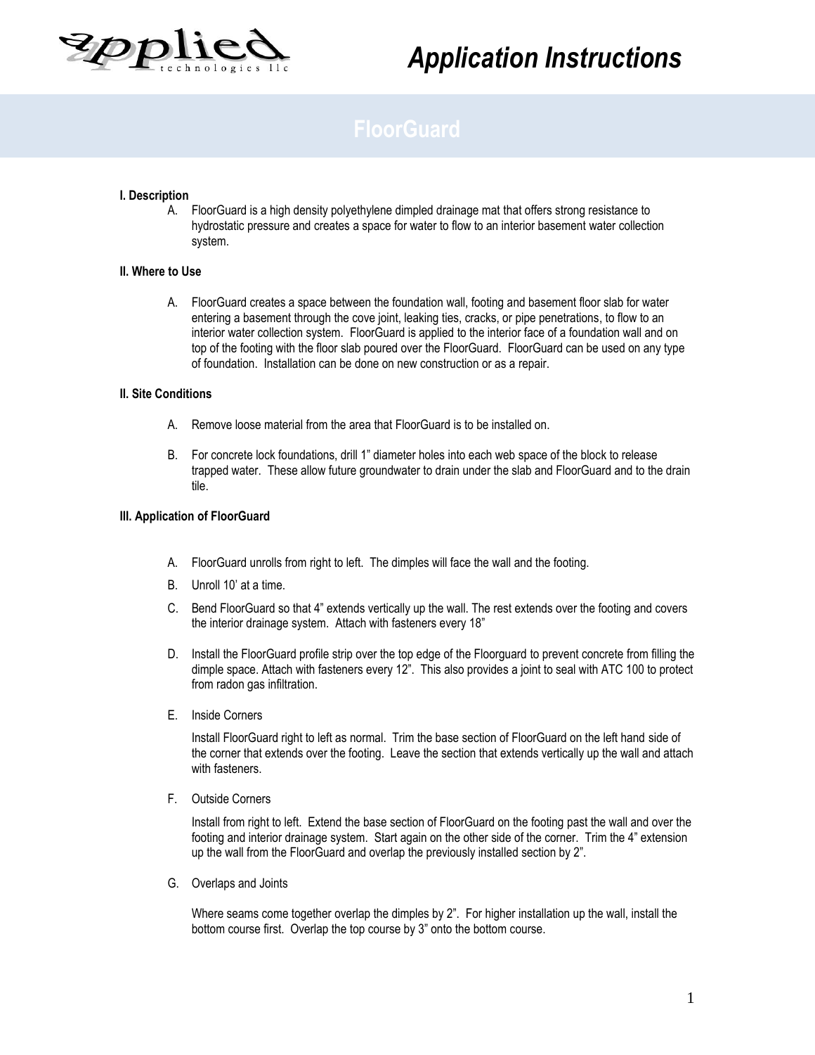# Application Instructions

## FloorGuard

**I. Description**

A. FloorGuard is a high density polyethylene dimpled drainage mat that offers strong resistance to hydrostatic pressure and creates a space for water to flow to an interior basement water collection system.

**II. Where to Use**

A. FloorGuard creates a space between the foundation wall, footing and basement floor slab for water entering a basement through the cove joint, leaking ties, cracks, or pipe penetrations, to flow to an interior water collection system. FloorGuard is applied to the interior face of a foundation wall and on top of the footing with the floor slab poured over the FloorGuard. FloorGuard can be used on any type of foundation. Installation can be done on new construction or as a repair.

**II. Site Conditions**

A. Remove loose material from the area that FloorGuard is to be installed on.

B. For concrete lock foundations, drill 1" diameter holes into each web space of the block to release trapped water. These allow future groundwater to drain under the slab and FloorGuard and to the drain tile.

**III. Application of FloorGuard**

A. FloorGuard unrolls from right to left. The dimples will face the wall and the footing.

B. Unroll 10' at a time.

C. Bend FloorGuard so that 4" extends vertically up the wall. The rest extends over the footing and covers the interior drainage system. Attach with fasteners every 18"

D. Install the FloorGuard profile strip over the top edge of the Floorguard to prevent concrete from filling the dimple space. Attach with fasteners every 12". This also provides a joint to seal with ATC 100 to protect from radon gas infiltration.

E. Inside Corners

Install FloorGuard right to left as normal. Trim the base section of FloorGuard on the left hand side of the corner that extends over the footing. Leave the section that extends vertically up the wall and attach with fasteners.

F. Outside Corners

Install from right to left. Extend the base section of FloorGuard on the footing past the wall and over the footing and interior drainage system. Start again on the other side of the corner. Trim the 4" extension up the wall from the FloorGuard and overlap the previously installed section by 2".

G. Overlaps and Joints

Where seams come together overlap the dimples by 2". For higher installation up the wall, install the bottom course first. Overlap the top course by 3" onto the bottom course.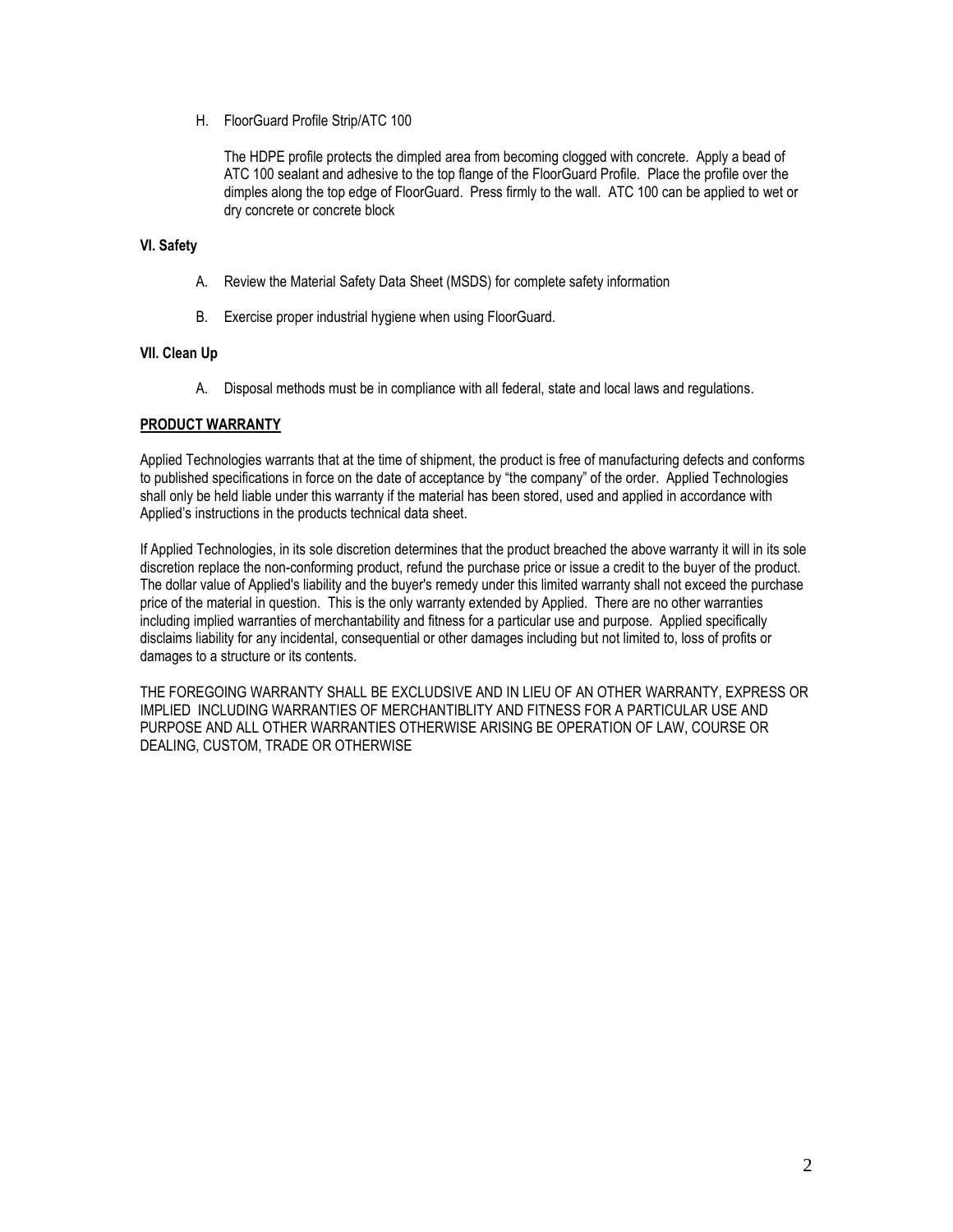H. FloorGuard Profile Strip/ATC 100

The HDPE profile protects the dimpled area from becoming clogged with concrete. Apply a bead of ATC 100 sealant and adhesive to the top flange of the FloorGuard Profile. Place the profile over the dimples along the top edge of FloorGuard. Press firmly to the wall. ATC 100 can be applied to wet or dry concrete or concrete block

**VI. Safety**

A. Review the Material Safety Data Sheet (MSDS) for complete safety information

B. Exercise proper industrial hygiene when using FloorGuard.

**VII. Clean Up**

A. Disposal methods must be in compliance with all federal, state and local laws and regulations.

**PRODUCT WARRANTY**

Applied Technologies warrants that at the time of shipment, the product is free of manufacturing defects and conforms to published specifications in force on the date of acceptance by "the company" of the order. Applied Technologies shall only be held liable under this warranty if the material has been stored, used and applied in accordance with Applied's instructions in the products technical data sheet.

If Applied Technologies, in its sole discretion determines that the product breached the above warranty it will in its sole discretion replace the non-conforming product, refund the purchase price or issue a credit to the buyer of the product. The dollar value of Applied's liability and the buyer's remedy under this limited warranty shall not exceed the purchase price of the material in question. This is the only warranty extended by Applied. There are no other warranties including implied warranties of merchantability and fitness for a particular use and purpose. Applied specifically disclaims liability for any incidental, consequential or other damages including but not limited to, loss of profits or damages to a structure or its contents.

THE FOREGOING WARRANTY SHALL BE EXCLUDSIVE AND IN LIEU OF AN OTHER WARRANTY, EXPRESS OR IMPLIED INCLUDING WARRANTIES OF MERCHANTIBLITY AND FITNESS FOR A PARTICULAR USE AND PURPOSE AND ALL OTHER WARRANTIES OTHERWISE ARISING BE OPERATION OF LAW, COURSE OR DEALING, CUSTOM, TRADE OR OTHERWISE